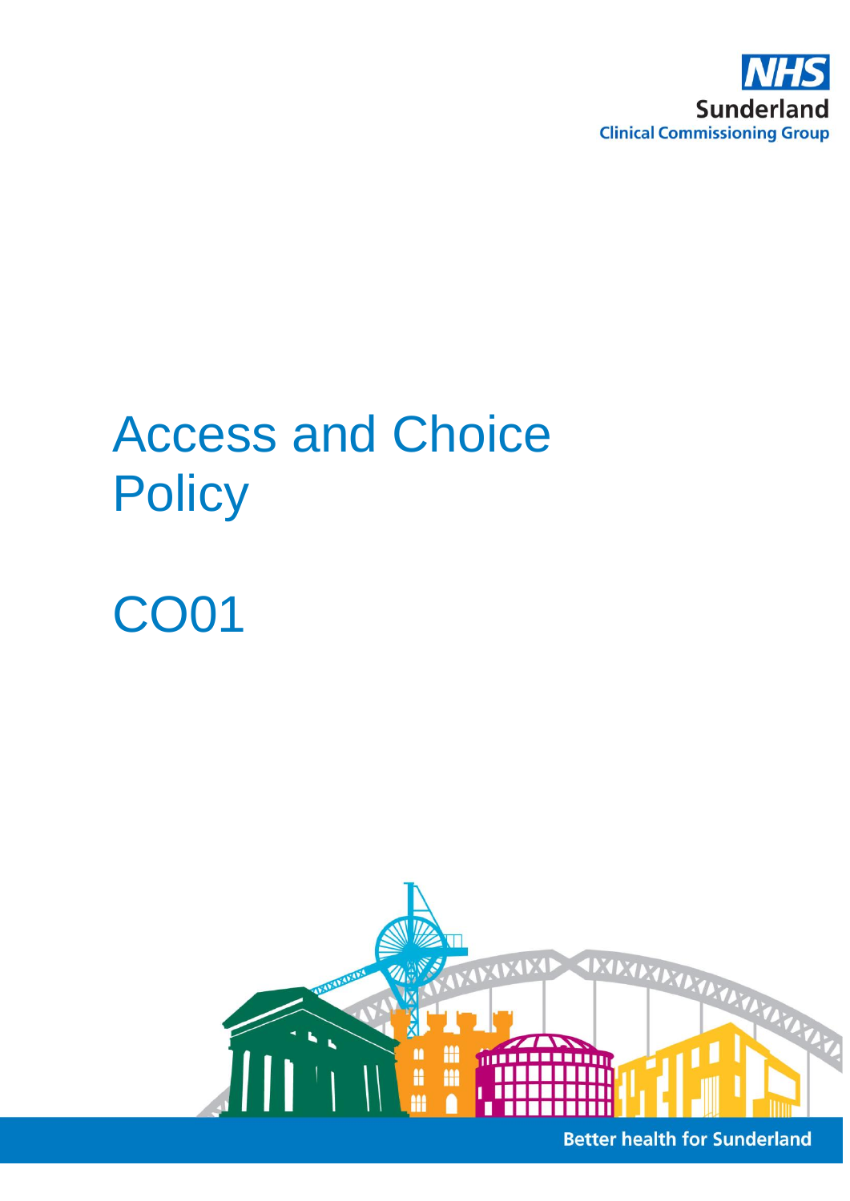NHS Sunderland Clinical Commissioning Group

# Access and Choice Policy

# CO01

Better health for Sunderland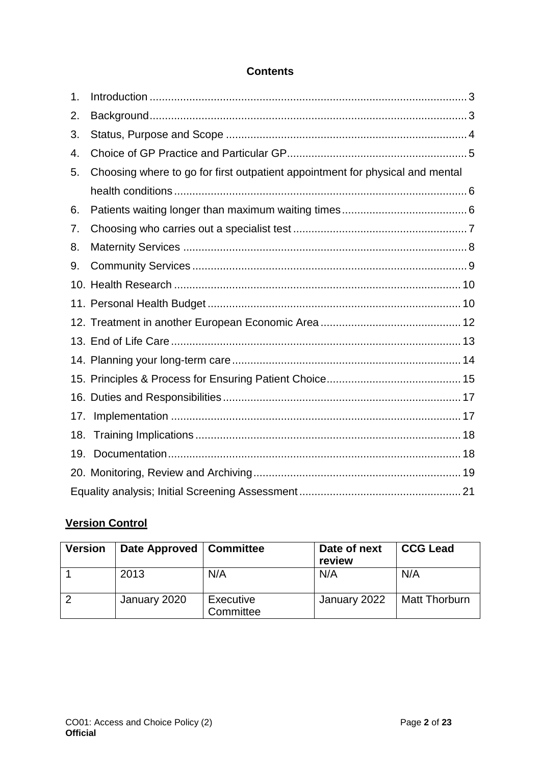## Contents

1. Introduction ........................................................................................................ 3
2. Background ........................................................................................................ 3
3. Status, Purpose and Scope .............................................................................. 4
4. Choice of GP Practice and Particular GP ........................................................... 5
5. Choosing where to go for first outpatient appointment for physical and mental health conditions ............................................................................................... 6
6. Patients waiting longer than maximum waiting times ......................................... 6
7. Choosing who carries out a specialist test ......................................................... 7
8. Maternity Services ............................................................................................ 8
9. Community Services ......................................................................................... 9
10. Health Research .............................................................................................. 10
11. Personal Health Budget ................................................................................... 10
12. Treatment in another European Economic Area .............................................. 12
13. End of Life Care ............................................................................................... 13
14. Planning your long-term care ........................................................................... 14
15. Principles & Process for Ensuring Patient Choice ............................................ 15
16. Duties and Responsibilities ............................................................................. 17
17. Implementation ............................................................................................... 17
18. Training Implications ....................................................................................... 18
19. Documentation ................................................................................................ 18
20. Monitoring, Review and Archiving .................................................................... 19

Equality analysis; Initial Screening Assessment ..................................................... 21

**Version Control**

| Version | Date Approved | Committee | Date of next review | CCG Lead |
|---|---|---|---|---|
| 1 | 2013 | N/A | N/A | N/A |
| 2 | January 2020 | Executive Committee | January 2022 | Matt Thorburn |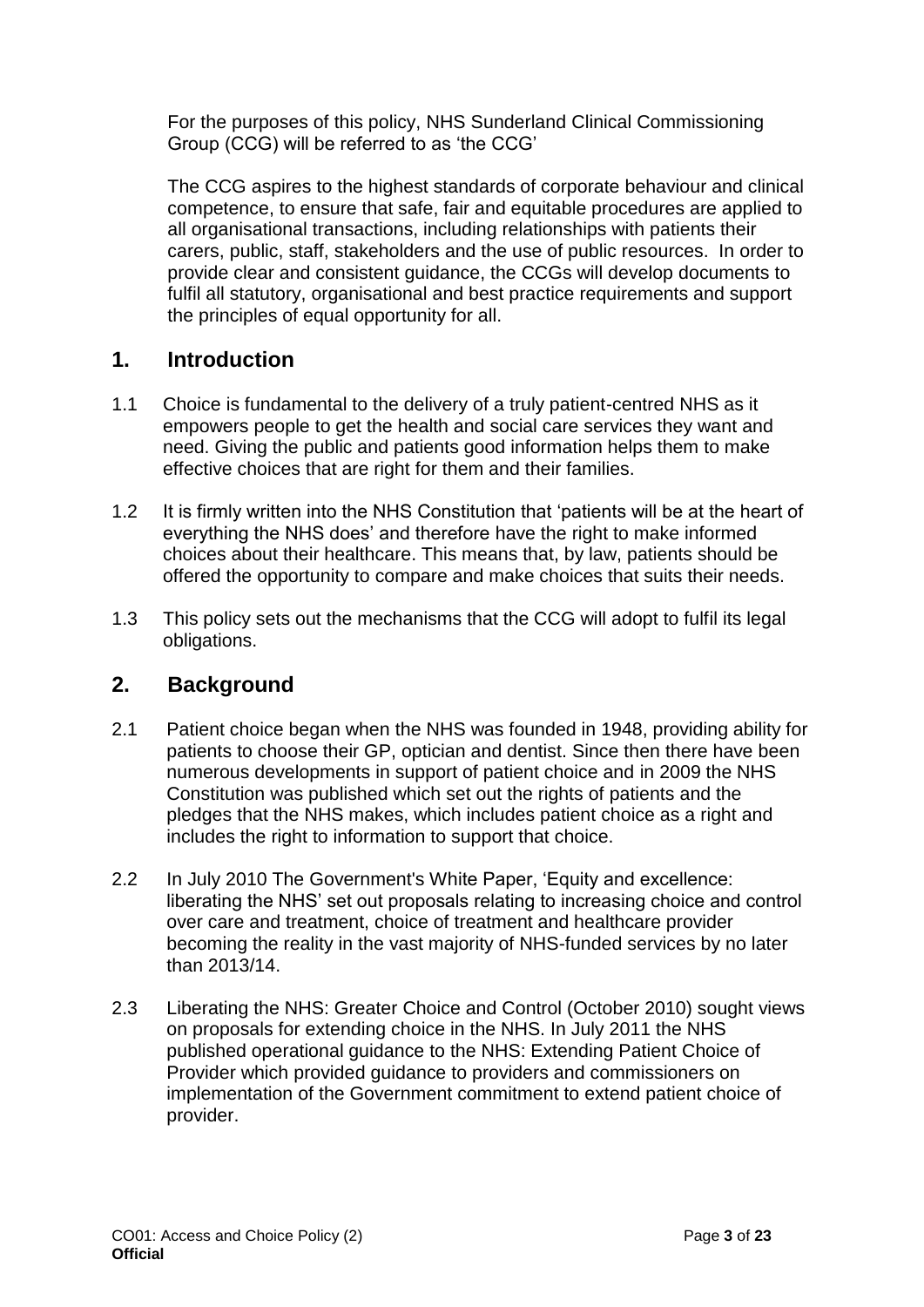For the purposes of this policy, NHS Sunderland Clinical Commissioning Group (CCG) will be referred to as 'the CCG'

The CCG aspires to the highest standards of corporate behaviour and clinical competence, to ensure that safe, fair and equitable procedures are applied to all organisational transactions, including relationships with patients their carers, public, staff, stakeholders and the use of public resources. In order to provide clear and consistent guidance, the CCGs will develop documents to fulfil all statutory, organisational and best practice requirements and support the principles of equal opportunity for all.

## 1. Introduction

1.1 Choice is fundamental to the delivery of a truly patient-centred NHS as it empowers people to get the health and social care services they want and need. Giving the public and patients good information helps them to make effective choices that are right for them and their families.

1.2 It is firmly written into the NHS Constitution that 'patients will be at the heart of everything the NHS does' and therefore have the right to make informed choices about their healthcare. This means that, by law, patients should be offered the opportunity to compare and make choices that suits their needs.

1.3 This policy sets out the mechanisms that the CCG will adopt to fulfil its legal obligations.

## 2. Background

2.1 Patient choice began when the NHS was founded in 1948, providing ability for patients to choose their GP, optician and dentist. Since then there have been numerous developments in support of patient choice and in 2009 the NHS Constitution was published which set out the rights of patients and the pledges that the NHS makes, which includes patient choice as a right and includes the right to information to support that choice.

2.2 In July 2010 The Government's White Paper, 'Equity and excellence: liberating the NHS' set out proposals relating to increasing choice and control over care and treatment, choice of treatment and healthcare provider becoming the reality in the vast majority of NHS-funded services by no later than 2013/14.

2.3 Liberating the NHS: Greater Choice and Control (October 2010) sought views on proposals for extending choice in the NHS. In July 2011 the NHS published operational guidance to the NHS: Extending Patient Choice of Provider which provided guidance to providers and commissioners on implementation of the Government commitment to extend patient choice of provider.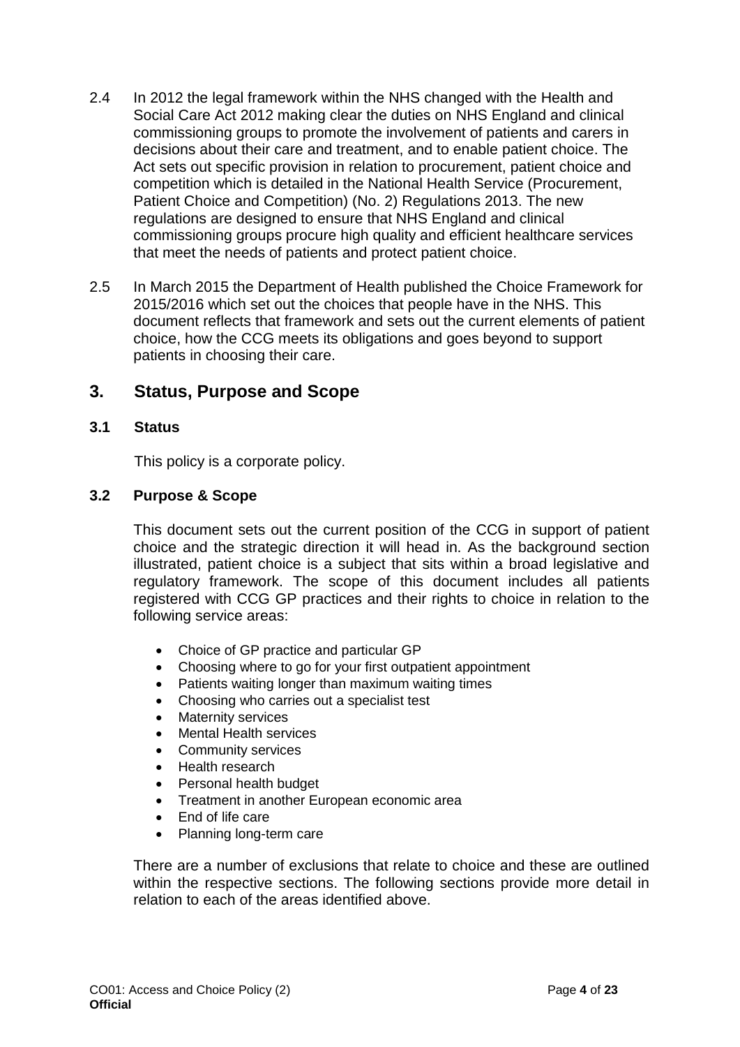2.4 In 2012 the legal framework within the NHS changed with the Health and Social Care Act 2012 making clear the duties on NHS England and clinical commissioning groups to promote the involvement of patients and carers in decisions about their care and treatment, and to enable patient choice. The Act sets out specific provision in relation to procurement, patient choice and competition which is detailed in the National Health Service (Procurement, Patient Choice and Competition) (No. 2) Regulations 2013. The new regulations are designed to ensure that NHS England and clinical commissioning groups procure high quality and efficient healthcare services that meet the needs of patients and protect patient choice.

2.5 In March 2015 the Department of Health published the Choice Framework for 2015/2016 which set out the choices that people have in the NHS. This document reflects that framework and sets out the current elements of patient choice, how the CCG meets its obligations and goes beyond to support patients in choosing their care.

## 3. Status, Purpose and Scope

### 3.1 Status

This policy is a corporate policy.

### 3.2 Purpose & Scope

This document sets out the current position of the CCG in support of patient choice and the strategic direction it will head in. As the background section illustrated, patient choice is a subject that sits within a broad legislative and regulatory framework. The scope of this document includes all patients registered with CCG GP practices and their rights to choice in relation to the following service areas:

- Choice of GP practice and particular GP
- Choosing where to go for your first outpatient appointment
- Patients waiting longer than maximum waiting times
- Choosing who carries out a specialist test
- Maternity services
- Mental Health services
- Community services
- Health research
- Personal health budget
- Treatment in another European economic area
- End of life care
- Planning long-term care

There are a number of exclusions that relate to choice and these are outlined within the respective sections. The following sections provide more detail in relation to each of the areas identified above.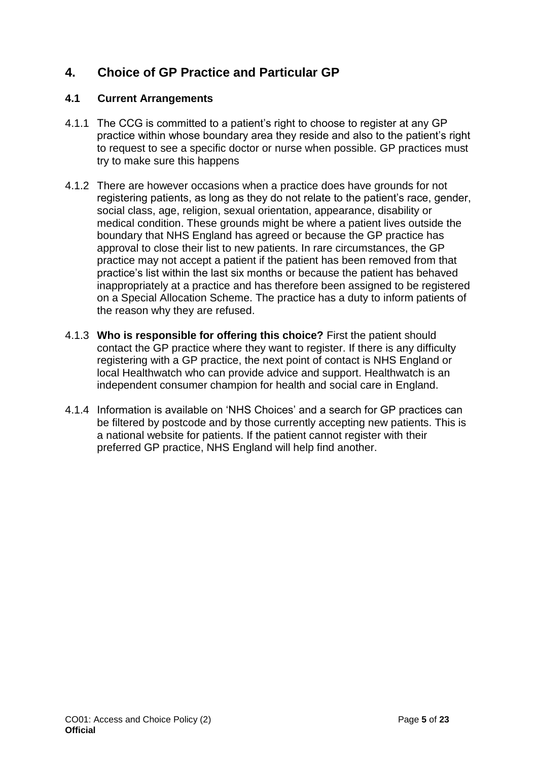## 4. Choice of GP Practice and Particular GP

### 4.1 Current Arrangements

4.1.1 The CCG is committed to a patient's right to choose to register at any GP practice within whose boundary area they reside and also to the patient's right to request to see a specific doctor or nurse when possible. GP practices must try to make sure this happens

4.1.2 There are however occasions when a practice does have grounds for not registering patients, as long as they do not relate to the patient's race, gender, social class, age, religion, sexual orientation, appearance, disability or medical condition. These grounds might be where a patient lives outside the boundary that NHS England has agreed or because the GP practice has approval to close their list to new patients. In rare circumstances, the GP practice may not accept a patient if the patient has been removed from that practice's list within the last six months or because the patient has behaved inappropriately at a practice and has therefore been assigned to be registered on a Special Allocation Scheme. The practice has a duty to inform patients of the reason why they are refused.

4.1.3 **Who is responsible for offering this choice?** First the patient should contact the GP practice where they want to register. If there is any difficulty registering with a GP practice, the next point of contact is NHS England or local Healthwatch who can provide advice and support. Healthwatch is an independent consumer champion for health and social care in England.

4.1.4 Information is available on 'NHS Choices' and a search for GP practices can be filtered by postcode and by those currently accepting new patients. This is a national website for patients. If the patient cannot register with their preferred GP practice, NHS England will help find another.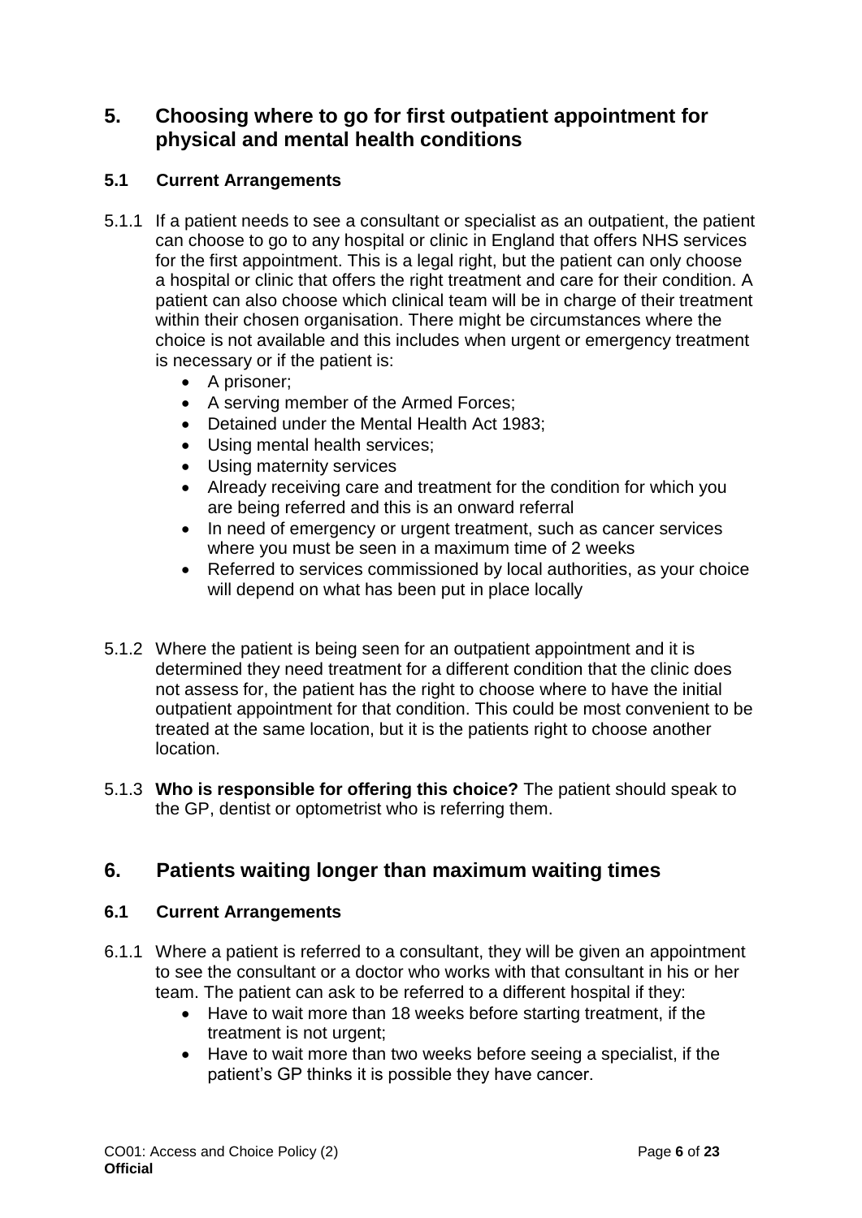## 5. Choosing where to go for first outpatient appointment for physical and mental health conditions

### 5.1 Current Arrangements

5.1.1 If a patient needs to see a consultant or specialist as an outpatient, the patient can choose to go to any hospital or clinic in England that offers NHS services for the first appointment. This is a legal right, but the patient can only choose a hospital or clinic that offers the right treatment and care for their condition. A patient can also choose which clinical team will be in charge of their treatment within their chosen organisation. There might be circumstances where the choice is not available and this includes when urgent or emergency treatment is necessary or if the patient is:

- A prisoner;
- A serving member of the Armed Forces;
- Detained under the Mental Health Act 1983;
- Using mental health services;
- Using maternity services
- Already receiving care and treatment for the condition for which you are being referred and this is an onward referral
- In need of emergency or urgent treatment, such as cancer services where you must be seen in a maximum time of 2 weeks
- Referred to services commissioned by local authorities, as your choice will depend on what has been put in place locally

5.1.2 Where the patient is being seen for an outpatient appointment and it is determined they need treatment for a different condition that the clinic does not assess for, the patient has the right to choose where to have the initial outpatient appointment for that condition. This could be most convenient to be treated at the same location, but it is the patients right to choose another location.

5.1.3 **Who is responsible for offering this choice?** The patient should speak to the GP, dentist or optometrist who is referring them.

## 6. Patients waiting longer than maximum waiting times

### 6.1 Current Arrangements

6.1.1 Where a patient is referred to a consultant, they will be given an appointment to see the consultant or a doctor who works with that consultant in his or her team. The patient can ask to be referred to a different hospital if they:

- Have to wait more than 18 weeks before starting treatment, if the treatment is not urgent;
- Have to wait more than two weeks before seeing a specialist, if the patient's GP thinks it is possible they have cancer.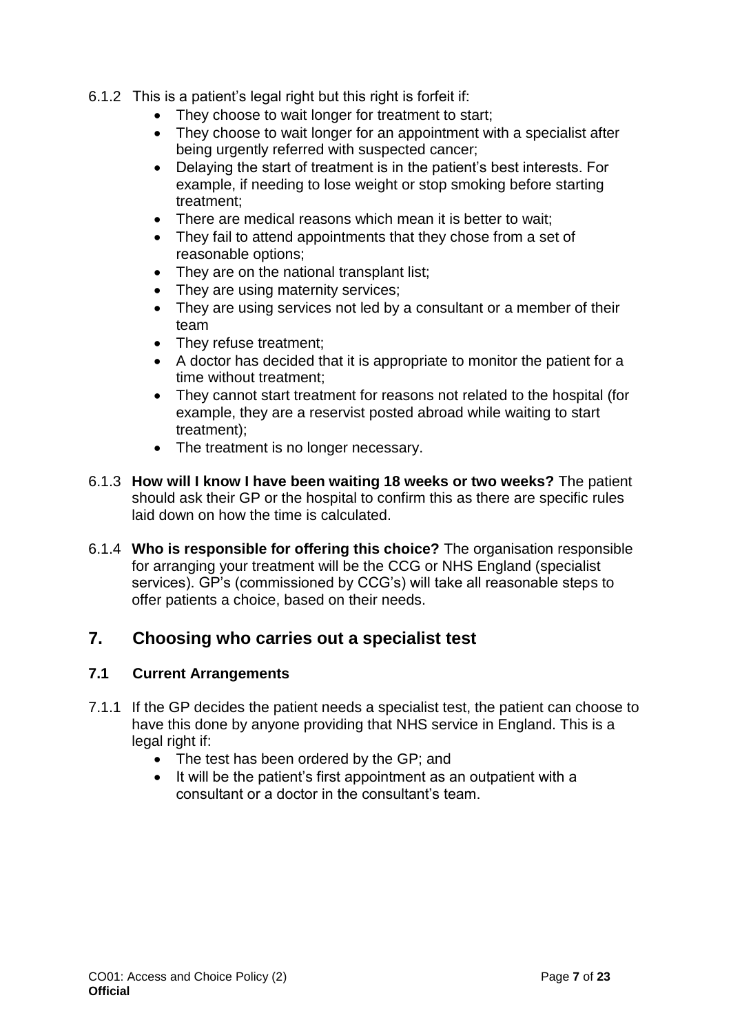6.1.2 This is a patient's legal right but this right is forfeit if:

- They choose to wait longer for treatment to start;
- They choose to wait longer for an appointment with a specialist after being urgently referred with suspected cancer;
- Delaying the start of treatment is in the patient's best interests. For example, if needing to lose weight or stop smoking before starting treatment;
- There are medical reasons which mean it is better to wait;
- They fail to attend appointments that they chose from a set of reasonable options;
- They are on the national transplant list;
- They are using maternity services;
- They are using services not led by a consultant or a member of their team
- They refuse treatment;
- A doctor has decided that it is appropriate to monitor the patient for a time without treatment;
- They cannot start treatment for reasons not related to the hospital (for example, they are a reservist posted abroad while waiting to start treatment);
- The treatment is no longer necessary.

6.1.3 **How will I know I have been waiting 18 weeks or two weeks?** The patient should ask their GP or the hospital to confirm this as there are specific rules laid down on how the time is calculated.

6.1.4 **Who is responsible for offering this choice?** The organisation responsible for arranging your treatment will be the CCG or NHS England (specialist services). GP's (commissioned by CCG's) will take all reasonable steps to offer patients a choice, based on their needs.

## 7. Choosing who carries out a specialist test

### 7.1 Current Arrangements

7.1.1 If the GP decides the patient needs a specialist test, the patient can choose to have this done by anyone providing that NHS service in England. This is a legal right if:

- The test has been ordered by the GP; and
- It will be the patient's first appointment as an outpatient with a consultant or a doctor in the consultant's team.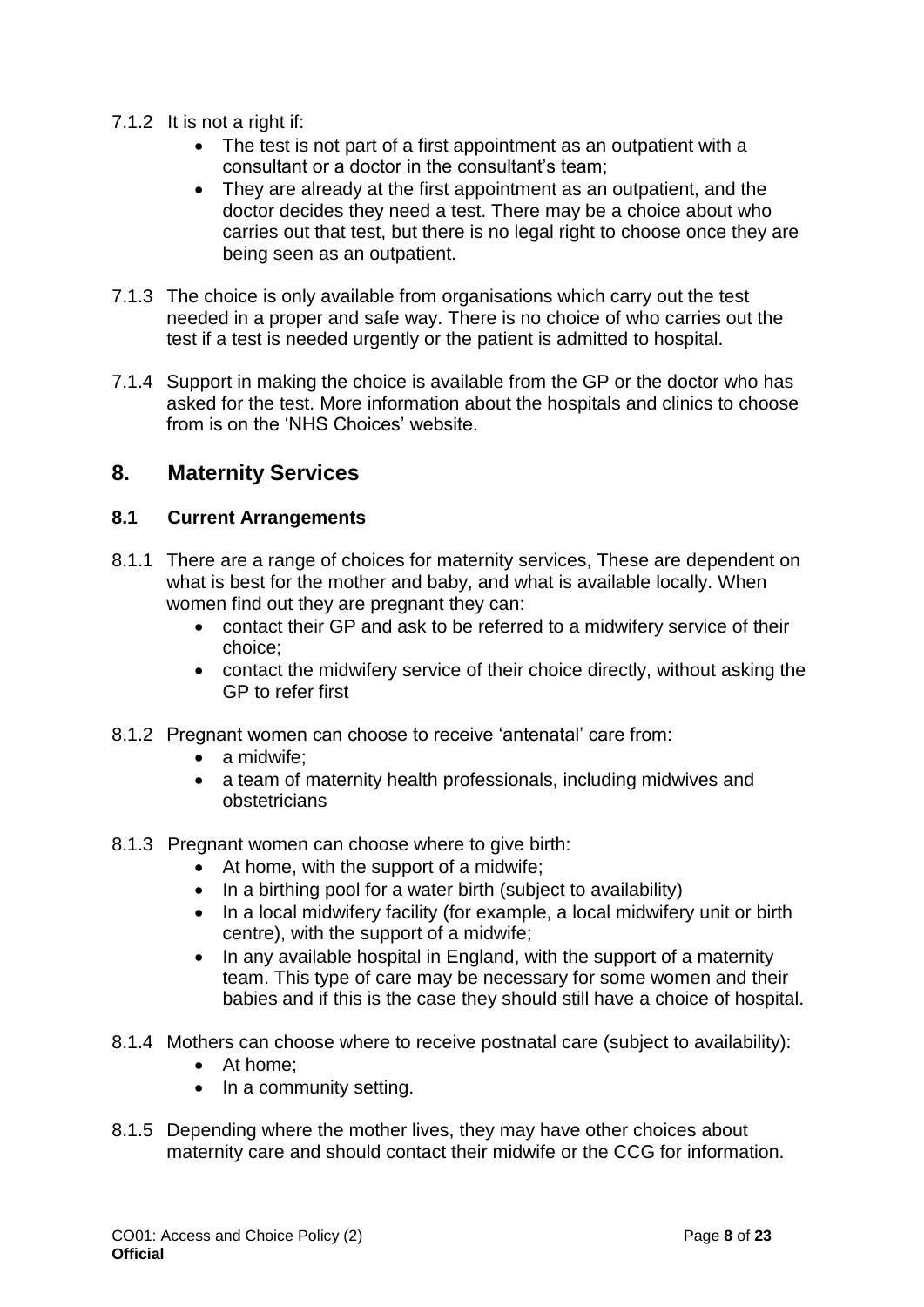7.1.2 It is not a right if:

- The test is not part of a first appointment as an outpatient with a consultant or a doctor in the consultant's team;
- They are already at the first appointment as an outpatient, and the doctor decides they need a test. There may be a choice about who carries out that test, but there is no legal right to choose once they are being seen as an outpatient.

7.1.3 The choice is only available from organisations which carry out the test needed in a proper and safe way. There is no choice of who carries out the test if a test is needed urgently or the patient is admitted to hospital.

7.1.4 Support in making the choice is available from the GP or the doctor who has asked for the test. More information about the hospitals and clinics to choose from is on the 'NHS Choices' website.

## 8. Maternity Services

### 8.1 Current Arrangements

8.1.1 There are a range of choices for maternity services, These are dependent on what is best for the mother and baby, and what is available locally. When women find out they are pregnant they can:

- contact their GP and ask to be referred to a midwifery service of their choice;
- contact the midwifery service of their choice directly, without asking the GP to refer first

8.1.2 Pregnant women can choose to receive 'antenatal' care from:

- a midwife;
- a team of maternity health professionals, including midwives and obstetricians

8.1.3 Pregnant women can choose where to give birth:

- At home, with the support of a midwife;
- In a birthing pool for a water birth (subject to availability)
- In a local midwifery facility (for example, a local midwifery unit or birth centre), with the support of a midwife;
- In any available hospital in England, with the support of a maternity team. This type of care may be necessary for some women and their babies and if this is the case they should still have a choice of hospital.

8.1.4 Mothers can choose where to receive postnatal care (subject to availability):

- At home;
- In a community setting.

8.1.5 Depending where the mother lives, they may have other choices about maternity care and should contact their midwife or the CCG for information.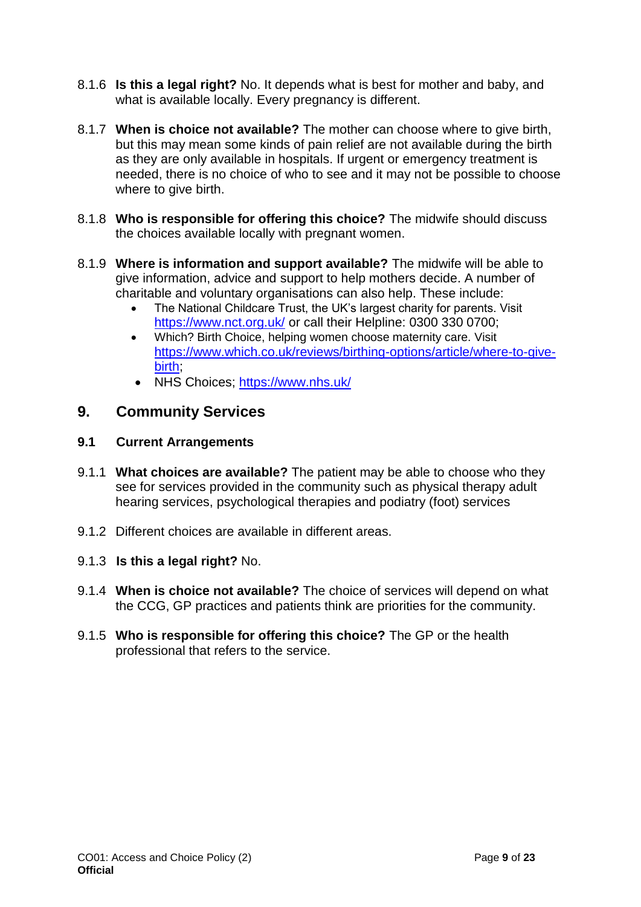8.1.6 **Is this a legal right?** No. It depends what is best for mother and baby, and what is available locally. Every pregnancy is different.

8.1.7 **When is choice not available?** The mother can choose where to give birth, but this may mean some kinds of pain relief are not available during the birth as they are only available in hospitals. If urgent or emergency treatment is needed, there is no choice of who to see and it may not be possible to choose where to give birth.

8.1.8 **Who is responsible for offering this choice?** The midwife should discuss the choices available locally with pregnant women.

8.1.9 **Where is information and support available?** The midwife will be able to give information, advice and support to help mothers decide. A number of charitable and voluntary organisations can also help. These include:

- The National Childcare Trust, the UK's largest charity for parents. Visit https://www.nct.org.uk/ or call their Helpline: 0300 330 0700;
- Which? Birth Choice, helping women choose maternity care. Visit https://www.which.co.uk/reviews/birthing-options/article/where-to-give-birth;
- NHS Choices; https://www.nhs.uk/

## 9. Community Services

### 9.1 Current Arrangements

9.1.1 **What choices are available?** The patient may be able to choose who they see for services provided in the community such as physical therapy adult hearing services, psychological therapies and podiatry (foot) services

9.1.2 Different choices are available in different areas.

9.1.3 **Is this a legal right?** No.

9.1.4 **When is choice not available?** The choice of services will depend on what the CCG, GP practices and patients think are priorities for the community.

9.1.5 **Who is responsible for offering this choice?** The GP or the health professional that refers to the service.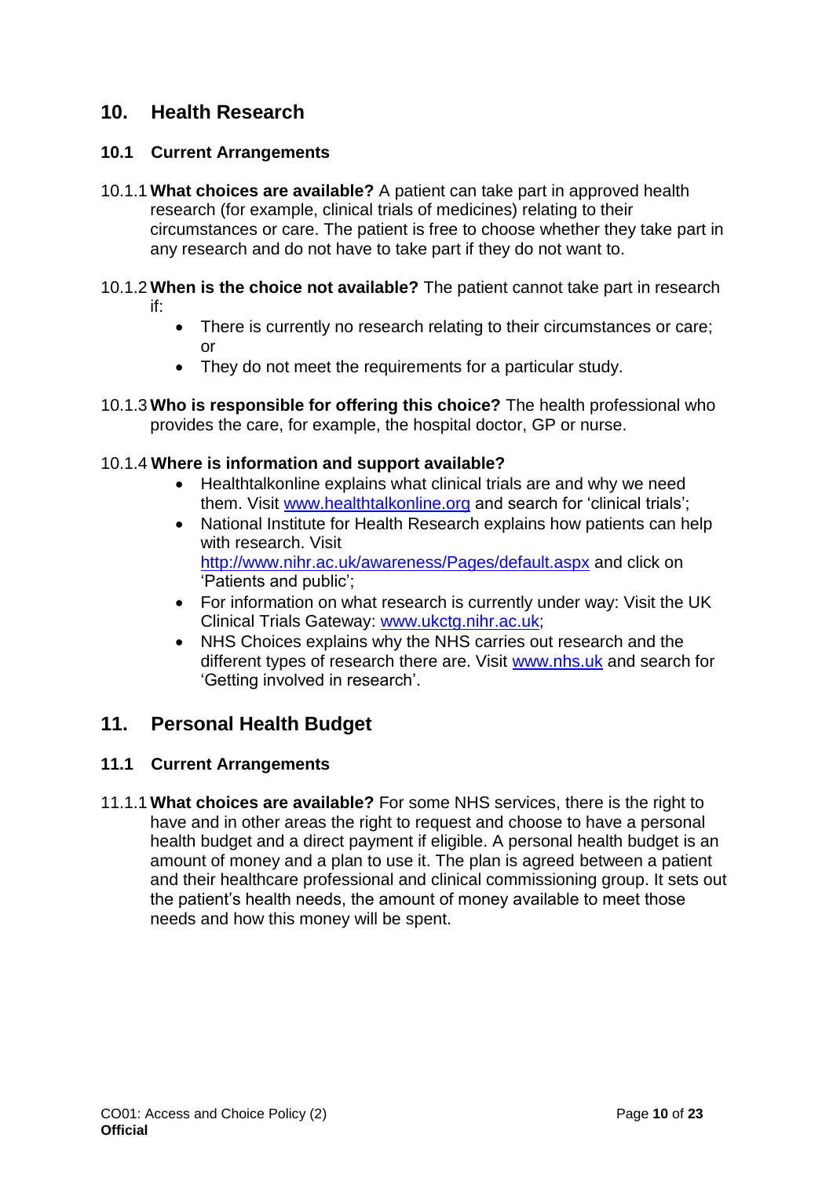## 10. Health Research

### 10.1 Current Arrangements

10.1.1 **What choices are available?** A patient can take part in approved health research (for example, clinical trials of medicines) relating to their circumstances or care. The patient is free to choose whether they take part in any research and do not have to take part if they do not want to.

10.1.2 **When is the choice not available?** The patient cannot take part in research if:

- There is currently no research relating to their circumstances or care; or
- They do not meet the requirements for a particular study.

10.1.3 **Who is responsible for offering this choice?** The health professional who provides the care, for example, the hospital doctor, GP or nurse.

10.1.4 **Where is information and support available?**

- Healthtalkonline explains what clinical trials are and why we need them. Visit www.healthtalkonline.org and search for 'clinical trials';
- National Institute for Health Research explains how patients can help with research. Visit http://www.nihr.ac.uk/awareness/Pages/default.aspx and click on 'Patients and public';
- For information on what research is currently under way: Visit the UK Clinical Trials Gateway: www.ukctg.nihr.ac.uk;
- NHS Choices explains why the NHS carries out research and the different types of research there are. Visit www.nhs.uk and search for 'Getting involved in research'.

## 11. Personal Health Budget

### 11.1 Current Arrangements

11.1.1 **What choices are available?** For some NHS services, there is the right to have and in other areas the right to request and choose to have a personal health budget and a direct payment if eligible. A personal health budget is an amount of money and a plan to use it. The plan is agreed between a patient and their healthcare professional and clinical commissioning group. It sets out the patient's health needs, the amount of money available to meet those needs and how this money will be spent.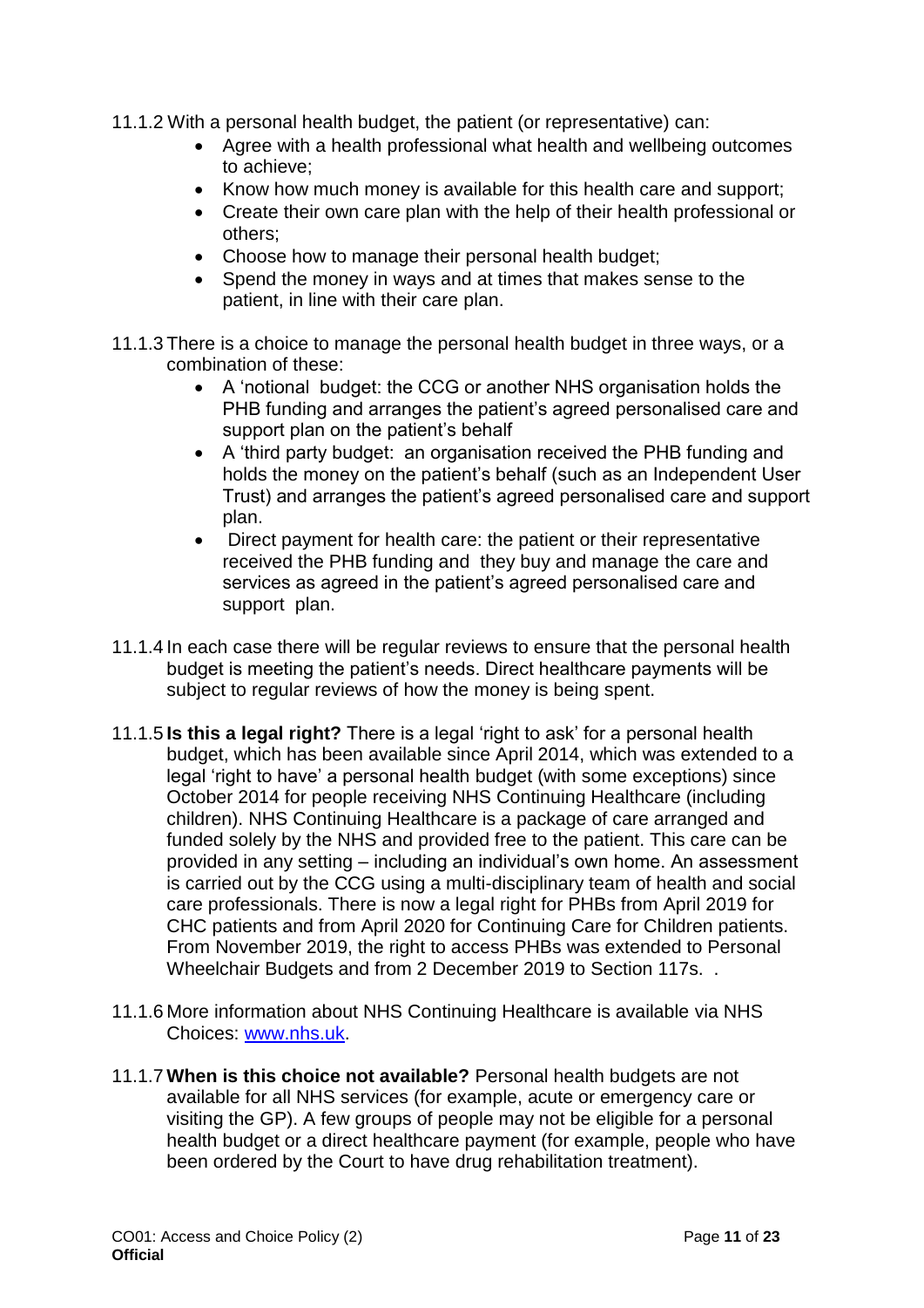11.1.2 With a personal health budget, the patient (or representative) can:

- Agree with a health professional what health and wellbeing outcomes to achieve;
- Know how much money is available for this health care and support;
- Create their own care plan with the help of their health professional or others;
- Choose how to manage their personal health budget;
- Spend the money in ways and at times that makes sense to the patient, in line with their care plan.

11.1.3 There is a choice to manage the personal health budget in three ways, or a combination of these:

- A 'notional budget: the CCG or another NHS organisation holds the PHB funding and arranges the patient's agreed personalised care and support plan on the patient's behalf
- A 'third party budget: an organisation received the PHB funding and holds the money on the patient's behalf (such as an Independent User Trust) and arranges the patient's agreed personalised care and support plan.
- Direct payment for health care: the patient or their representative received the PHB funding and they buy and manage the care and services as agreed in the patient's agreed personalised care and support plan.

11.1.4 In each case there will be regular reviews to ensure that the personal health budget is meeting the patient's needs. Direct healthcare payments will be subject to regular reviews of how the money is being spent.

11.1.5 **Is this a legal right?** There is a legal 'right to ask' for a personal health budget, which has been available since April 2014, which was extended to a legal 'right to have' a personal health budget (with some exceptions) since October 2014 for people receiving NHS Continuing Healthcare (including children). NHS Continuing Healthcare is a package of care arranged and funded solely by the NHS and provided free to the patient. This care can be provided in any setting – including an individual's own home. An assessment is carried out by the CCG using a multi-disciplinary team of health and social care professionals. There is now a legal right for PHBs from April 2019 for CHC patients and from April 2020 for Continuing Care for Children patients. From November 2019, the right to access PHBs was extended to Personal Wheelchair Budgets and from 2 December 2019 to Section 117s. .

11.1.6 More information about NHS Continuing Healthcare is available via NHS Choices: [www.nhs.uk](http://www.nhs.uk).

11.1.7 **When is this choice not available?** Personal health budgets are not available for all NHS services (for example, acute or emergency care or visiting the GP). A few groups of people may not be eligible for a personal health budget or a direct healthcare payment (for example, people who have been ordered by the Court to have drug rehabilitation treatment).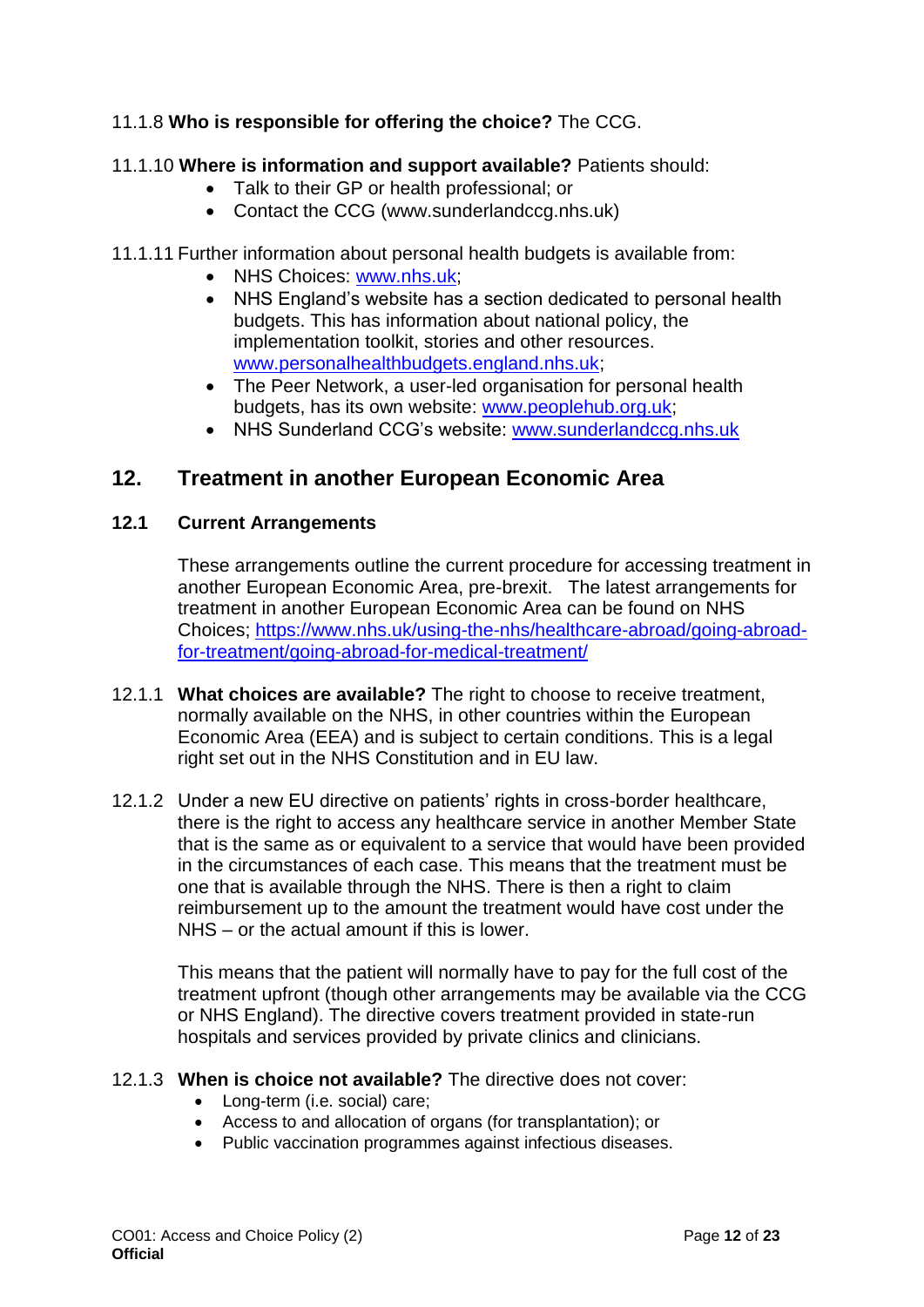11.1.8 **Who is responsible for offering the choice?** The CCG.

11.1.10 **Where is information and support available?** Patients should:

- Talk to their GP or health professional; or
- Contact the CCG (www.sunderlandccg.nhs.uk)

11.1.11 Further information about personal health budgets is available from:

- NHS Choices: www.nhs.uk;
- NHS England's website has a section dedicated to personal health budgets. This has information about national policy, the implementation toolkit, stories and other resources. www.personalhealthbudgets.england.nhs.uk;
- The Peer Network, a user-led organisation for personal health budgets, has its own website: www.peoplehub.org.uk;
- NHS Sunderland CCG's website: www.sunderlandccg.nhs.uk

## 12. Treatment in another European Economic Area

### 12.1 Current Arrangements

These arrangements outline the current procedure for accessing treatment in another European Economic Area, pre-brexit. The latest arrangements for treatment in another European Economic Area can be found on NHS Choices; https://www.nhs.uk/using-the-nhs/healthcare-abroad/going-abroad-for-treatment/going-abroad-for-medical-treatment/

12.1.1 **What choices are available?** The right to choose to receive treatment, normally available on the NHS, in other countries within the European Economic Area (EEA) and is subject to certain conditions. This is a legal right set out in the NHS Constitution and in EU law.

12.1.2 Under a new EU directive on patients' rights in cross-border healthcare, there is the right to access any healthcare service in another Member State that is the same as or equivalent to a service that would have been provided in the circumstances of each case. This means that the treatment must be one that is available through the NHS. There is then a right to claim reimbursement up to the amount the treatment would have cost under the NHS – or the actual amount if this is lower.

This means that the patient will normally have to pay for the full cost of the treatment upfront (though other arrangements may be available via the CCG or NHS England). The directive covers treatment provided in state-run hospitals and services provided by private clinics and clinicians.

12.1.3 **When is choice not available?** The directive does not cover:

- Long-term (i.e. social) care;
- Access to and allocation of organs (for transplantation); or
- Public vaccination programmes against infectious diseases.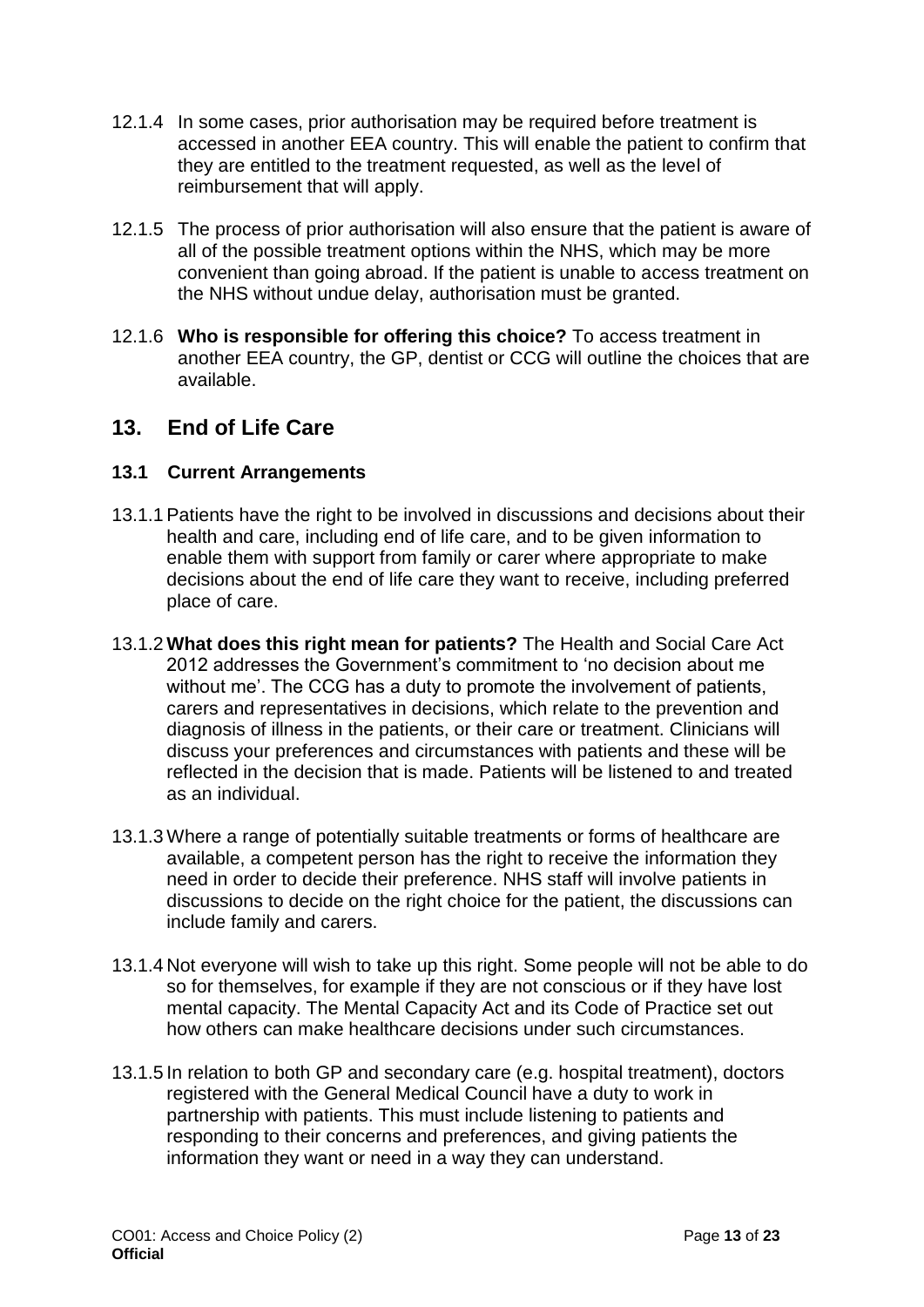12.1.4 In some cases, prior authorisation may be required before treatment is accessed in another EEA country. This will enable the patient to confirm that they are entitled to the treatment requested, as well as the level of reimbursement that will apply.

12.1.5 The process of prior authorisation will also ensure that the patient is aware of all of the possible treatment options within the NHS, which may be more convenient than going abroad. If the patient is unable to access treatment on the NHS without undue delay, authorisation must be granted.

12.1.6 **Who is responsible for offering this choice?** To access treatment in another EEA country, the GP, dentist or CCG will outline the choices that are available.

## 13. End of Life Care

### 13.1 Current Arrangements

13.1.1 Patients have the right to be involved in discussions and decisions about their health and care, including end of life care, and to be given information to enable them with support from family or carer where appropriate to make decisions about the end of life care they want to receive, including preferred place of care.

13.1.2 **What does this right mean for patients?** The Health and Social Care Act 2012 addresses the Government's commitment to 'no decision about me without me'. The CCG has a duty to promote the involvement of patients, carers and representatives in decisions, which relate to the prevention and diagnosis of illness in the patients, or their care or treatment. Clinicians will discuss your preferences and circumstances with patients and these will be reflected in the decision that is made. Patients will be listened to and treated as an individual.

13.1.3 Where a range of potentially suitable treatments or forms of healthcare are available, a competent person has the right to receive the information they need in order to decide their preference. NHS staff will involve patients in discussions to decide on the right choice for the patient, the discussions can include family and carers.

13.1.4 Not everyone will wish to take up this right. Some people will not be able to do so for themselves, for example if they are not conscious or if they have lost mental capacity. The Mental Capacity Act and its Code of Practice set out how others can make healthcare decisions under such circumstances.

13.1.5 In relation to both GP and secondary care (e.g. hospital treatment), doctors registered with the General Medical Council have a duty to work in partnership with patients. This must include listening to patients and responding to their concerns and preferences, and giving patients the information they want or need in a way they can understand.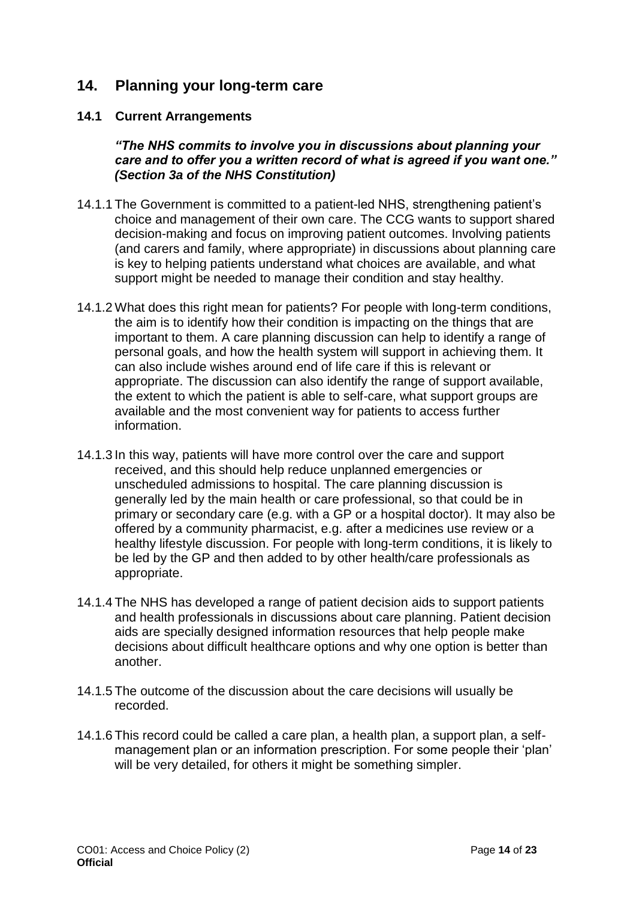## 14. Planning your long-term care

### 14.1 Current Arrangements

***"The NHS commits to involve you in discussions about planning your care and to offer you a written record of what is agreed if you want one." (Section 3a of the NHS Constitution)***

14.1.1 The Government is committed to a patient-led NHS, strengthening patient's choice and management of their own care. The CCG wants to support shared decision-making and focus on improving patient outcomes. Involving patients (and carers and family, where appropriate) in discussions about planning care is key to helping patients understand what choices are available, and what support might be needed to manage their condition and stay healthy.

14.1.2 What does this right mean for patients? For people with long-term conditions, the aim is to identify how their condition is impacting on the things that are important to them. A care planning discussion can help to identify a range of personal goals, and how the health system will support in achieving them. It can also include wishes around end of life care if this is relevant or appropriate. The discussion can also identify the range of support available, the extent to which the patient is able to self-care, what support groups are available and the most convenient way for patients to access further information.

14.1.3 In this way, patients will have more control over the care and support received, and this should help reduce unplanned emergencies or unscheduled admissions to hospital. The care planning discussion is generally led by the main health or care professional, so that could be in primary or secondary care (e.g. with a GP or a hospital doctor). It may also be offered by a community pharmacist, e.g. after a medicines use review or a healthy lifestyle discussion. For people with long-term conditions, it is likely to be led by the GP and then added to by other health/care professionals as appropriate.

14.1.4 The NHS has developed a range of patient decision aids to support patients and health professionals in discussions about care planning. Patient decision aids are specially designed information resources that help people make decisions about difficult healthcare options and why one option is better than another.

14.1.5 The outcome of the discussion about the care decisions will usually be recorded.

14.1.6 This record could be called a care plan, a health plan, a support plan, a self-management plan or an information prescription. For some people their 'plan' will be very detailed, for others it might be something simpler.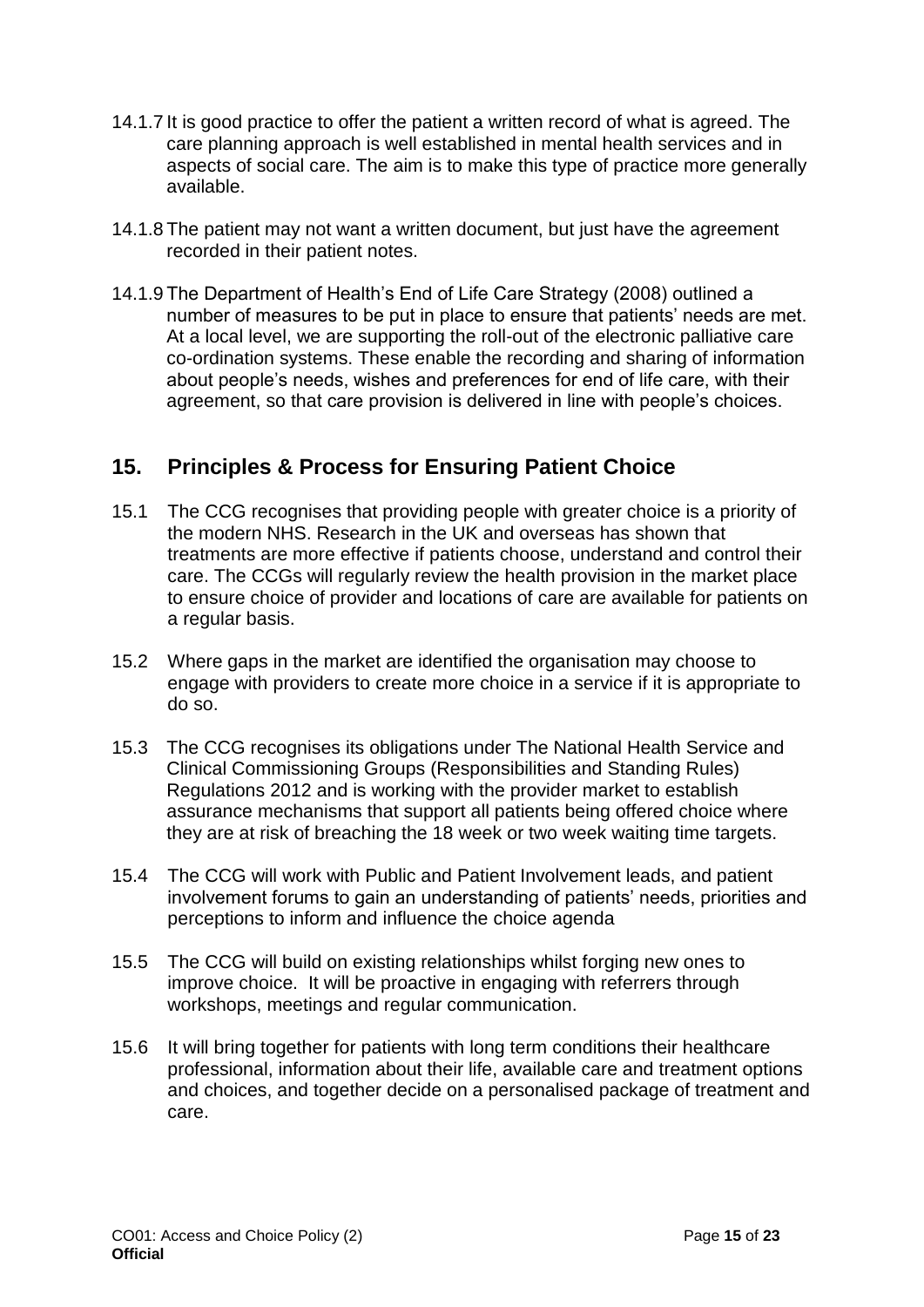14.1.7 It is good practice to offer the patient a written record of what is agreed. The care planning approach is well established in mental health services and in aspects of social care. The aim is to make this type of practice more generally available.

14.1.8 The patient may not want a written document, but just have the agreement recorded in their patient notes.

14.1.9 The Department of Health's End of Life Care Strategy (2008) outlined a number of measures to be put in place to ensure that patients' needs are met. At a local level, we are supporting the roll-out of the electronic palliative care co-ordination systems. These enable the recording and sharing of information about people's needs, wishes and preferences for end of life care, with their agreement, so that care provision is delivered in line with people's choices.

## 15. Principles & Process for Ensuring Patient Choice

15.1 The CCG recognises that providing people with greater choice is a priority of the modern NHS. Research in the UK and overseas has shown that treatments are more effective if patients choose, understand and control their care. The CCGs will regularly review the health provision in the market place to ensure choice of provider and locations of care are available for patients on a regular basis.

15.2 Where gaps in the market are identified the organisation may choose to engage with providers to create more choice in a service if it is appropriate to do so.

15.3 The CCG recognises its obligations under The National Health Service and Clinical Commissioning Groups (Responsibilities and Standing Rules) Regulations 2012 and is working with the provider market to establish assurance mechanisms that support all patients being offered choice where they are at risk of breaching the 18 week or two week waiting time targets.

15.4 The CCG will work with Public and Patient Involvement leads, and patient involvement forums to gain an understanding of patients' needs, priorities and perceptions to inform and influence the choice agenda

15.5 The CCG will build on existing relationships whilst forging new ones to improve choice. It will be proactive in engaging with referrers through workshops, meetings and regular communication.

15.6 It will bring together for patients with long term conditions their healthcare professional, information about their life, available care and treatment options and choices, and together decide on a personalised package of treatment and care.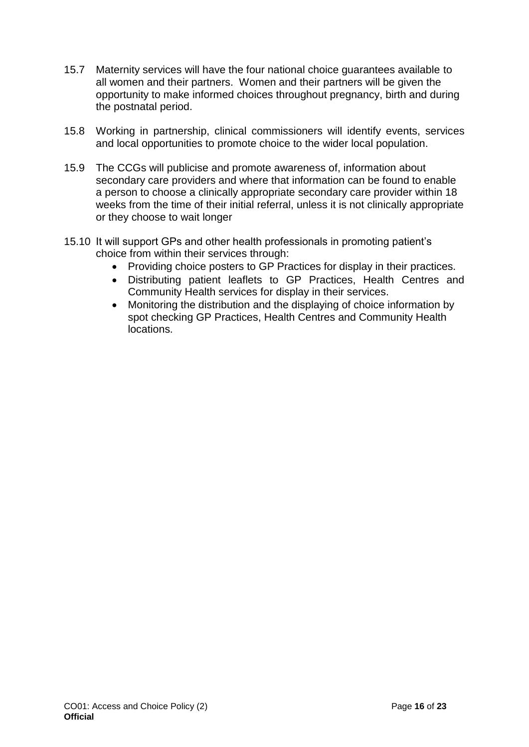15.7 Maternity services will have the four national choice guarantees available to all women and their partners. Women and their partners will be given the opportunity to make informed choices throughout pregnancy, birth and during the postnatal period.

15.8 Working in partnership, clinical commissioners will identify events, services and local opportunities to promote choice to the wider local population.

15.9 The CCGs will publicise and promote awareness of, information about secondary care providers and where that information can be found to enable a person to choose a clinically appropriate secondary care provider within 18 weeks from the time of their initial referral, unless it is not clinically appropriate or they choose to wait longer

15.10 It will support GPs and other health professionals in promoting patient's choice from within their services through:

- Providing choice posters to GP Practices for display in their practices.
- Distributing patient leaflets to GP Practices, Health Centres and Community Health services for display in their services.
- Monitoring the distribution and the displaying of choice information by spot checking GP Practices, Health Centres and Community Health locations.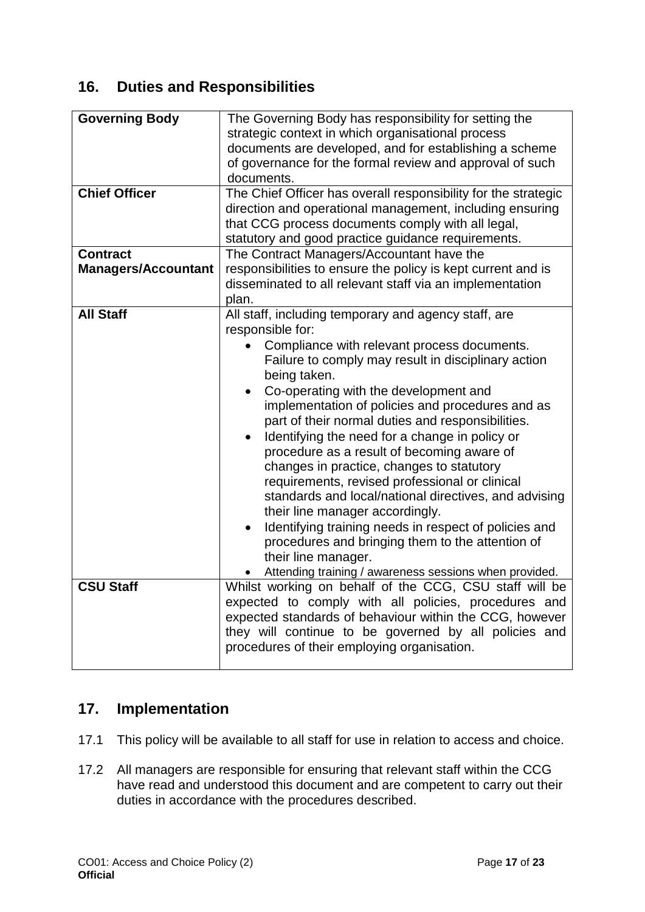## 16. Duties and Responsibilities

| | |
|---|---|
| **Governing Body** | The Governing Body has responsibility for setting the strategic context in which organisational process documents are developed, and for establishing a scheme of governance for the formal review and approval of such documents. |
| **Chief Officer** | The Chief Officer has overall responsibility for the strategic direction and operational management, including ensuring that CCG process documents comply with all legal, statutory and good practice guidance requirements. |
| **Contract Managers/Accountant** | The Contract Managers/Accountant have the responsibilities to ensure the policy is kept current and is disseminated to all relevant staff via an implementation plan. |
| **All Staff** | All staff, including temporary and agency staff, are responsible for: <ul><li>Compliance with relevant process documents. Failure to comply may result in disciplinary action being taken.</li><li>Co-operating with the development and implementation of policies and procedures and as part of their normal duties and responsibilities.</li><li>Identifying the need for a change in policy or procedure as a result of becoming aware of changes in practice, changes to statutory requirements, revised professional or clinical standards and local/national directives, and advising their line manager accordingly.</li><li>Identifying training needs in respect of policies and procedures and bringing them to the attention of their line manager.</li><li>Attending training / awareness sessions when provided.</li></ul> |
| **CSU Staff** | Whilst working on behalf of the CCG, CSU staff will be expected to comply with all policies, procedures and expected standards of behaviour within the CCG, however they will continue to be governed by all policies and procedures of their employing organisation. |

## 17. Implementation

17.1 This policy will be available to all staff for use in relation to access and choice.

17.2 All managers are responsible for ensuring that relevant staff within the CCG have read and understood this document and are competent to carry out their duties in accordance with the procedures described.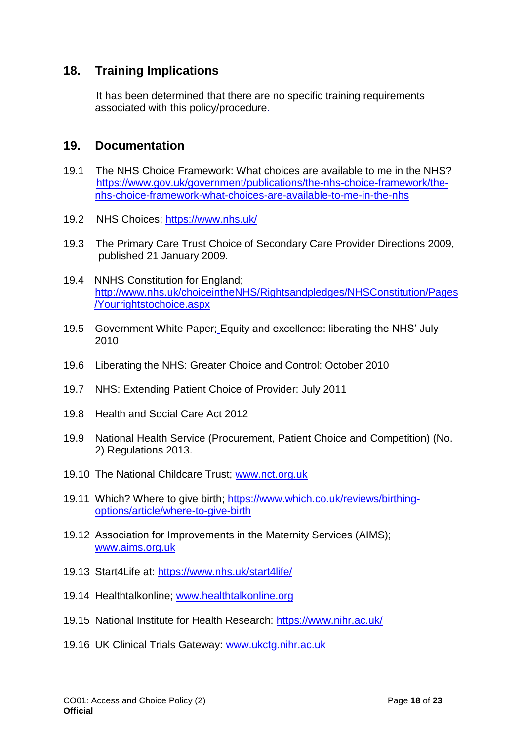## 18. Training Implications

It has been determined that there are no specific training requirements associated with this policy/procedure.

## 19. Documentation

19.1 The NHS Choice Framework: What choices are available to me in the NHS? https://www.gov.uk/government/publications/the-nhs-choice-framework/the-nhs-choice-framework-what-choices-are-available-to-me-in-the-nhs

19.2 NHS Choices; https://www.nhs.uk/

19.3 The Primary Care Trust Choice of Secondary Care Provider Directions 2009, published 21 January 2009.

19.4 NNHS Constitution for England; http://www.nhs.uk/choiceintheNHS/Rightsandpledges/NHSConstitution/Pages/Yourrightstochoice.aspx

19.5 Government White Paper; Equity and excellence: liberating the NHS' July 2010

19.6 Liberating the NHS: Greater Choice and Control: October 2010

19.7 NHS: Extending Patient Choice of Provider: July 2011

19.8 Health and Social Care Act 2012

19.9 National Health Service (Procurement, Patient Choice and Competition) (No. 2) Regulations 2013.

19.10 The National Childcare Trust; www.nct.org.uk

19.11 Which? Where to give birth; https://www.which.co.uk/reviews/birthing-options/article/where-to-give-birth

19.12 Association for Improvements in the Maternity Services (AIMS); www.aims.org.uk

19.13 Start4Life at: https://www.nhs.uk/start4life/

19.14 Healthtalkonline; www.healthtalkonline.org

19.15 National Institute for Health Research: https://www.nihr.ac.uk/

19.16 UK Clinical Trials Gateway: www.ukctg.nihr.ac.uk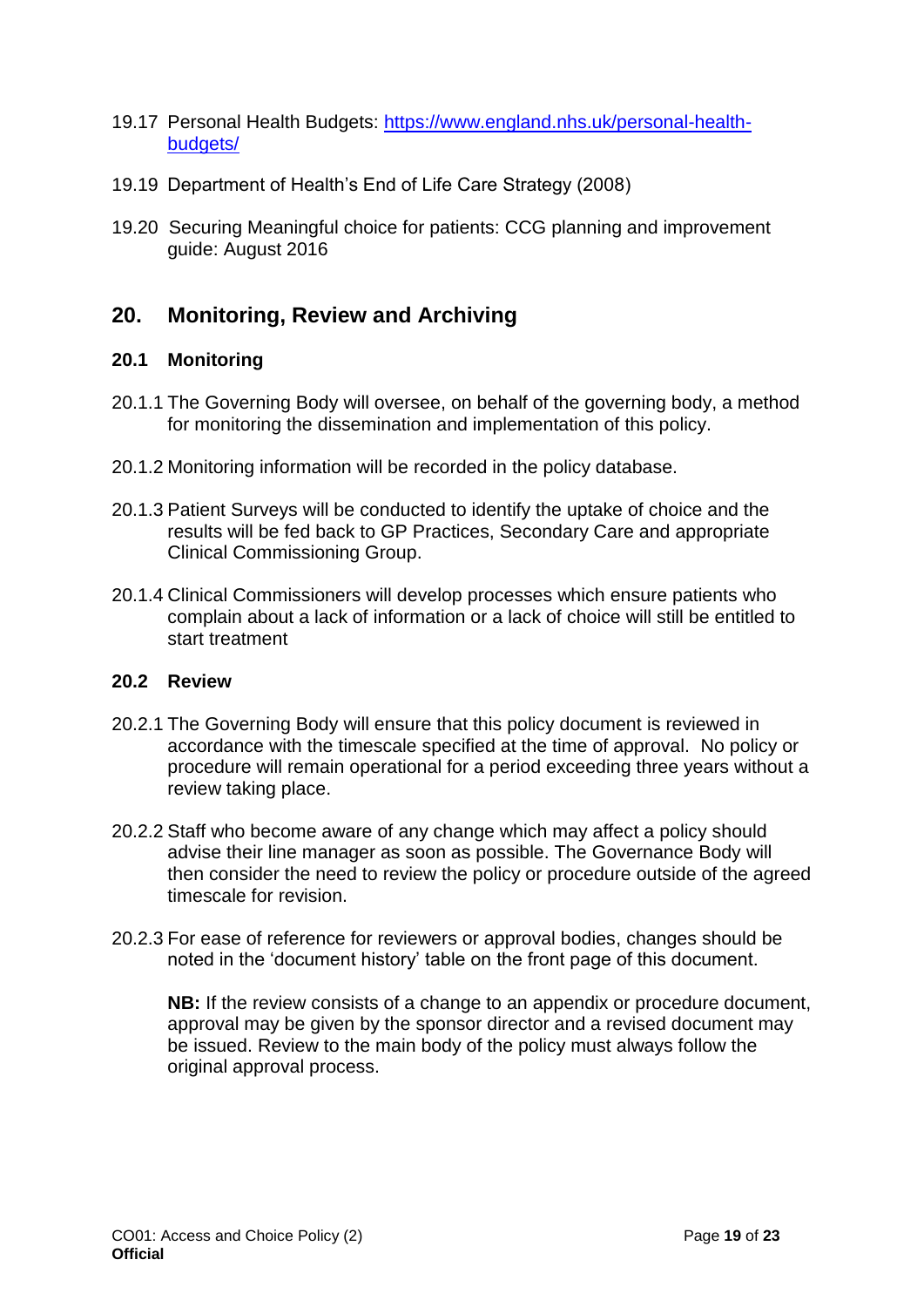19.17 Personal Health Budgets: https://www.england.nhs.uk/personal-health-budgets/

19.19 Department of Health's End of Life Care Strategy (2008)

19.20 Securing Meaningful choice for patients: CCG planning and improvement guide: August 2016

## 20. Monitoring, Review and Archiving

### 20.1 Monitoring

20.1.1 The Governing Body will oversee, on behalf of the governing body, a method for monitoring the dissemination and implementation of this policy.

20.1.2 Monitoring information will be recorded in the policy database.

20.1.3 Patient Surveys will be conducted to identify the uptake of choice and the results will be fed back to GP Practices, Secondary Care and appropriate Clinical Commissioning Group.

20.1.4 Clinical Commissioners will develop processes which ensure patients who complain about a lack of information or a lack of choice will still be entitled to start treatment

### 20.2 Review

20.2.1 The Governing Body will ensure that this policy document is reviewed in accordance with the timescale specified at the time of approval. No policy or procedure will remain operational for a period exceeding three years without a review taking place.

20.2.2 Staff who become aware of any change which may affect a policy should advise their line manager as soon as possible. The Governance Body will then consider the need to review the policy or procedure outside of the agreed timescale for revision.

20.2.3 For ease of reference for reviewers or approval bodies, changes should be noted in the 'document history' table on the front page of this document.

**NB:** If the review consists of a change to an appendix or procedure document, approval may be given by the sponsor director and a revised document may be issued. Review to the main body of the policy must always follow the original approval process.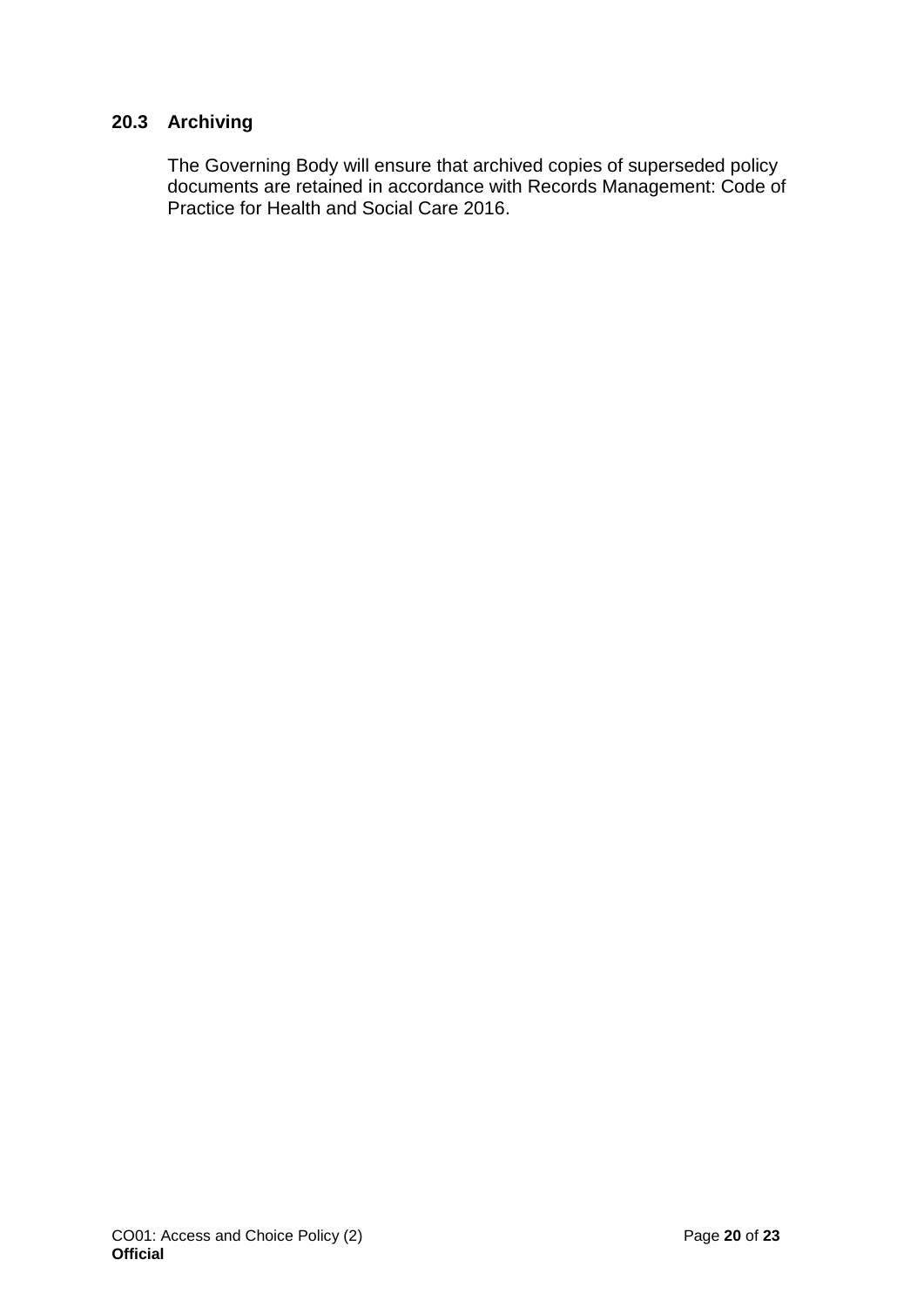### 20.3 Archiving

The Governing Body will ensure that archived copies of superseded policy documents are retained in accordance with Records Management: Code of Practice for Health and Social Care 2016.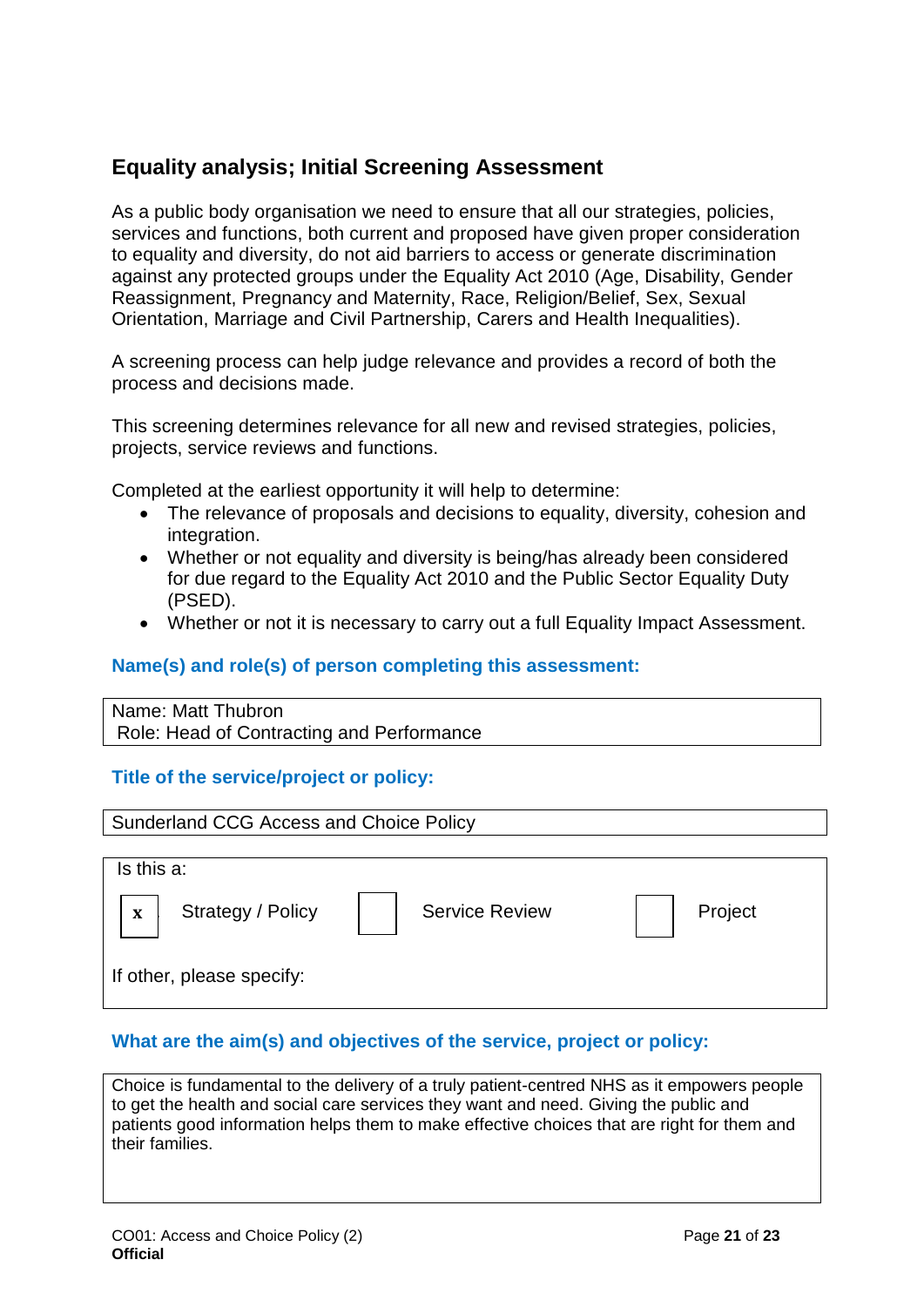## Equality analysis; Initial Screening Assessment

As a public body organisation we need to ensure that all our strategies, policies, services and functions, both current and proposed have given proper consideration to equality and diversity, do not aid barriers to access or generate discrimination against any protected groups under the Equality Act 2010 (Age, Disability, Gender Reassignment, Pregnancy and Maternity, Race, Religion/Belief, Sex, Sexual Orientation, Marriage and Civil Partnership, Carers and Health Inequalities).

A screening process can help judge relevance and provides a record of both the process and decisions made.

This screening determines relevance for all new and revised strategies, policies, projects, service reviews and functions.

Completed at the earliest opportunity it will help to determine:

- The relevance of proposals and decisions to equality, diversity, cohesion and integration.
- Whether or not equality and diversity is being/has already been considered for due regard to the Equality Act 2010 and the Public Sector Equality Duty (PSED).
- Whether or not it is necessary to carry out a full Equality Impact Assessment.

### Name(s) and role(s) of person completing this assessment:

| Name: Matt Thubron<br>Role: Head of Contracting and Performance |
|---|

### Title of the service/project or policy:

| Sunderland CCG Access and Choice Policy |
|---|

| Is this a: | | | | | |
|---|---|---|---|---|---|
| x | Strategy / Policy | | Service Review | | Project |
| If other, please specify: | | | | | |

### What are the aim(s) and objectives of the service, project or policy:

| Choice is fundamental to the delivery of a truly patient-centred NHS as it empowers people to get the health and social care services they want and need. Giving the public and patients good information helps them to make effective choices that are right for them and their families. |
|---|

CO01: Access and Choice Policy (2)
**Official**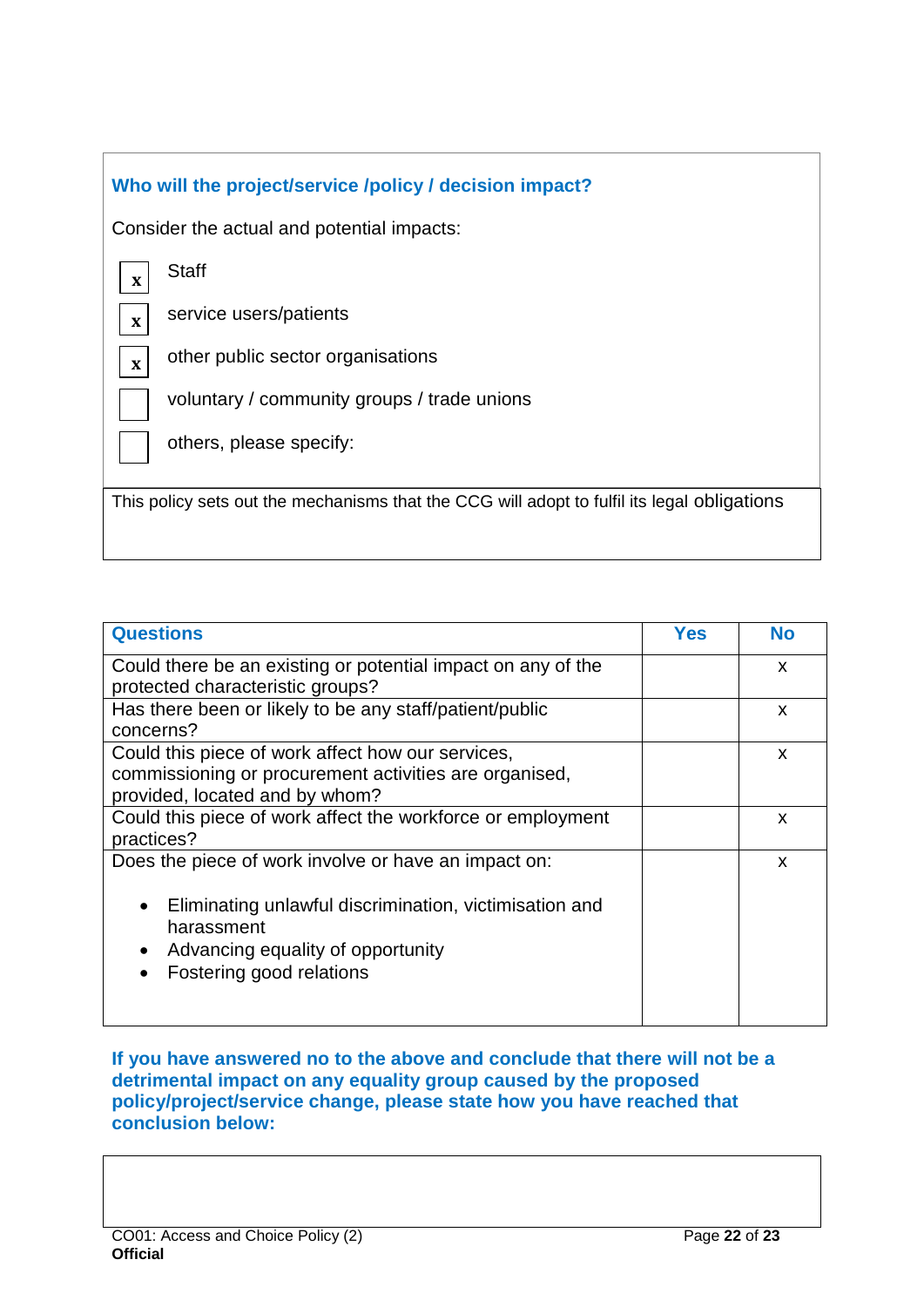### Who will the project/service /policy / decision impact?

Consider the actual and potential impacts:

- [x] Staff
- [x] service users/patients
- [x] other public sector organisations
- [ ] voluntary / community groups / trade unions
- [ ] others, please specify:

This policy sets out the mechanisms that the CCG will adopt to fulfil its legal obligations

| Questions | Yes | No |
|---|---|---|
| Could there be an existing or potential impact on any of the protected characteristic groups? | | x |
| Has there been or likely to be any staff/patient/public concerns? | | x |
| Could this piece of work affect how our services, commissioning or procurement activities are organised, provided, located and by whom? | | x |
| Could this piece of work affect the workforce or employment practices? | | x |
| Does the piece of work involve or have an impact on:<br>• Eliminating unlawful discrimination, victimisation and harassment<br>• Advancing equality of opportunity<br>• Fostering good relations | | x |

**If you have answered no to the above and conclude that there will not be a detrimental impact on any equality group caused by the proposed policy/project/service change, please state how you have reached that conclusion below:**

CO01: Access and Choice Policy (2)

**Official**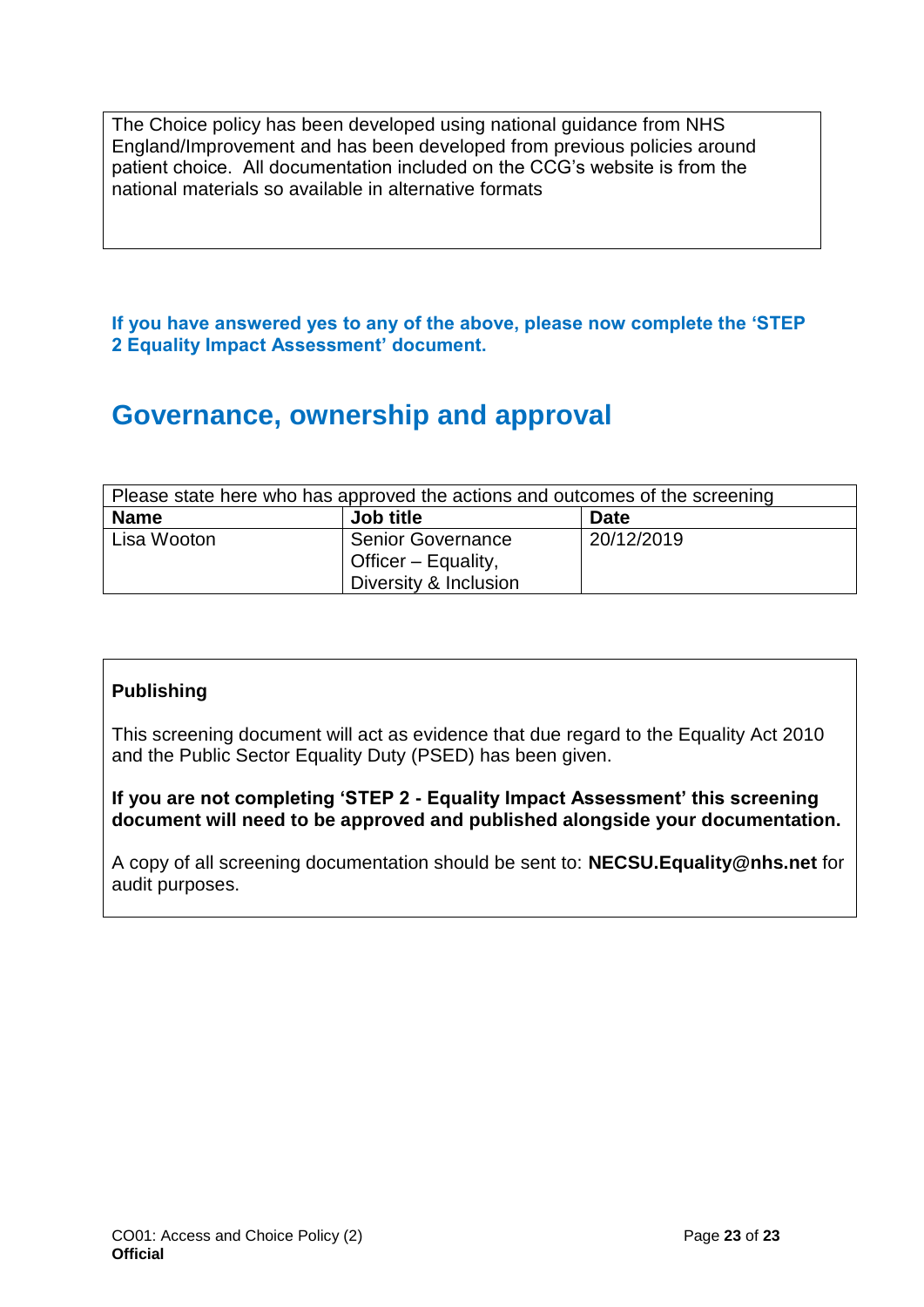The Choice policy has been developed using national guidance from NHS England/Improvement and has been developed from previous policies around patient choice. All documentation included on the CCG's website is from the national materials so available in alternative formats

**If you have answered yes to any of the above, please now complete the 'STEP 2 Equality Impact Assessment' document.**

## Governance, ownership and approval

| Please state here who has approved the actions and outcomes of the screening | | |
|---|---|---|
| **Name** | **Job title** | **Date** |
| Lisa Wooton | Senior Governance Officer – Equality, Diversity & Inclusion | 20/12/2019 |

**Publishing**

This screening document will act as evidence that due regard to the Equality Act 2010 and the Public Sector Equality Duty (PSED) has been given.

**If you are not completing 'STEP 2 - Equality Impact Assessment' this screening document will need to be approved and published alongside your documentation.**

A copy of all screening documentation should be sent to: **NECSU.Equality@nhs.net** for audit purposes.